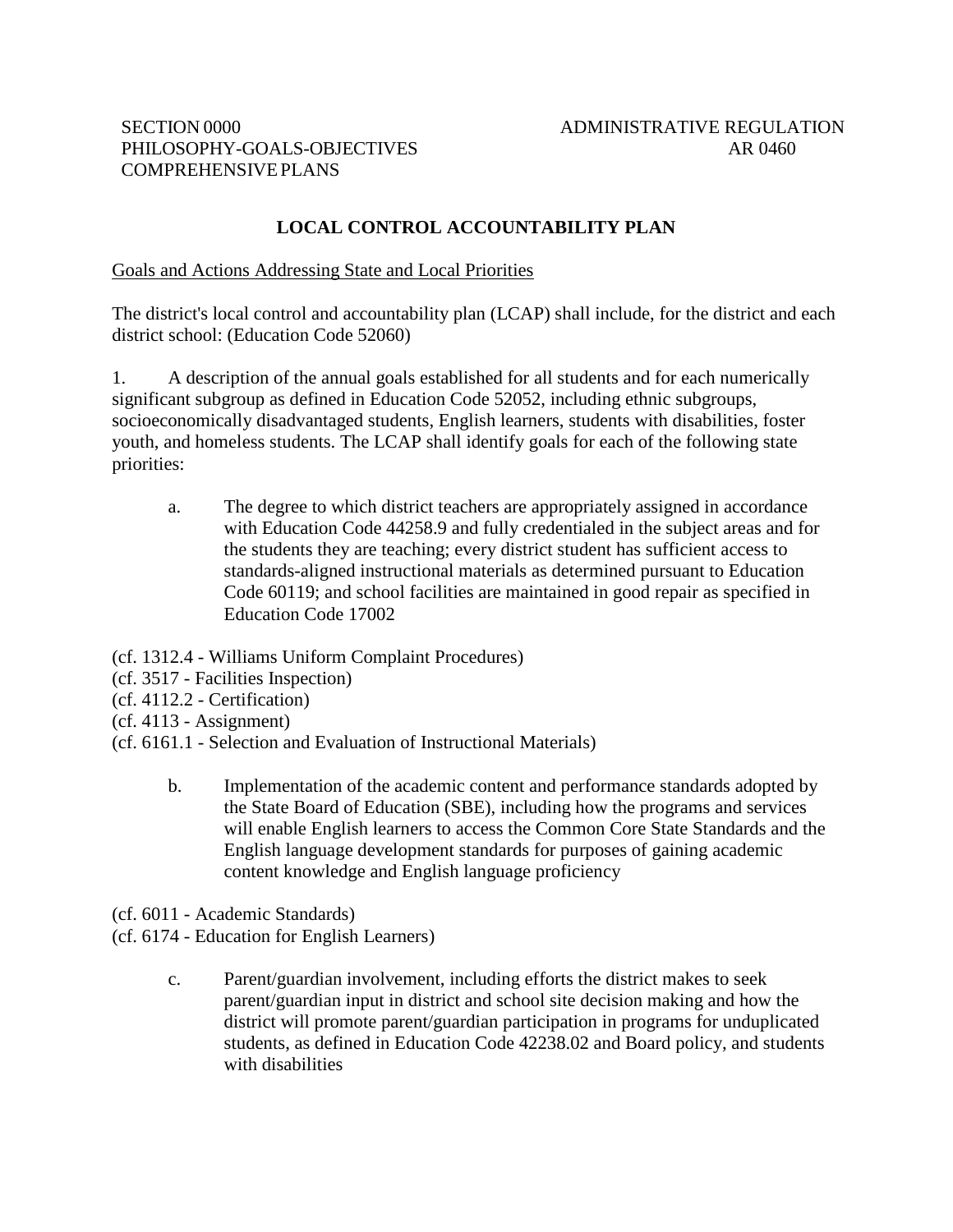SECTION 0000
PHILOSOPHY-GOALS-OBJECTIVES
COMPREHENSIVE PLANS

ADMINISTRATIVE REGULATION
AR 0460

# LOCAL CONTROL ACCOUNTABILITY PLAN

Goals and Actions Addressing State and Local Priorities

The district's local control and accountability plan (LCAP) shall include, for the district and each district school: (Education Code 52060)

1. A description of the annual goals established for all students and for each numerically significant subgroup as defined in Education Code 52052, including ethnic subgroups, socioeconomically disadvantaged students, English learners, students with disabilities, foster youth, and homeless students. The LCAP shall identify goals for each of the following state priorities:

    a. The degree to which district teachers are appropriately assigned in accordance with Education Code 44258.9 and fully credentialed in the subject areas and for the students they are teaching; every district student has sufficient access to standards-aligned instructional materials as determined pursuant to Education Code 60119; and school facilities are maintained in good repair as specified in Education Code 17002

(cf. 1312.4 - Williams Uniform Complaint Procedures)
(cf. 3517 - Facilities Inspection)
(cf. 4112.2 - Certification)
(cf. 4113 - Assignment)
(cf. 6161.1 - Selection and Evaluation of Instructional Materials)

    b. Implementation of the academic content and performance standards adopted by the State Board of Education (SBE), including how the programs and services will enable English learners to access the Common Core State Standards and the English language development standards for purposes of gaining academic content knowledge and English language proficiency

(cf. 6011 - Academic Standards)
(cf. 6174 - Education for English Learners)

    c. Parent/guardian involvement, including efforts the district makes to seek parent/guardian input in district and school site decision making and how the district will promote parent/guardian participation in programs for unduplicated students, as defined in Education Code 42238.02 and Board policy, and students with disabilities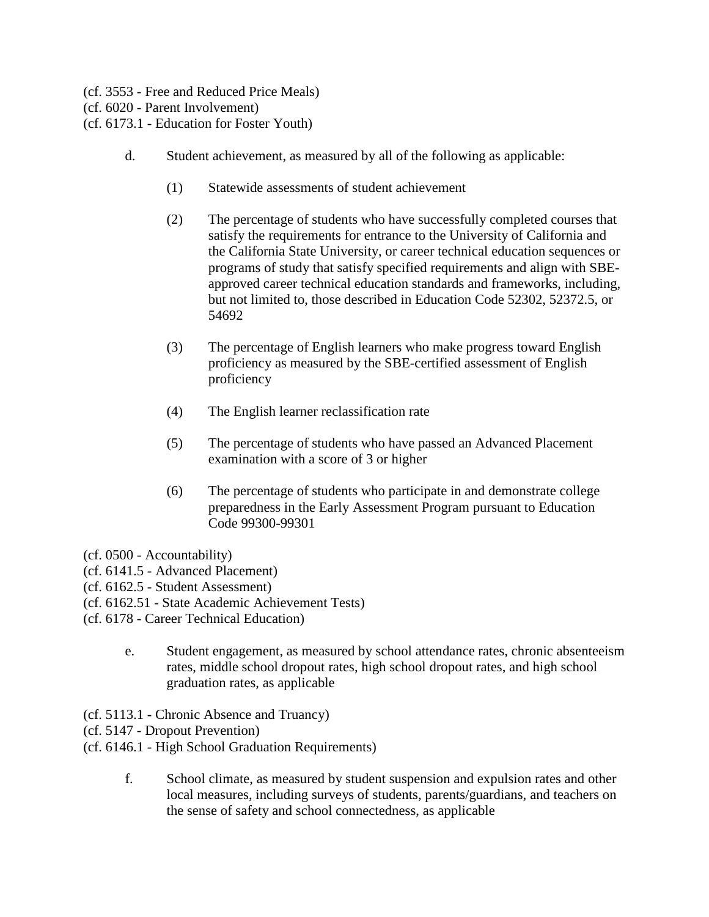(cf. 3553 - Free and Reduced Price Meals)
(cf. 6020 - Parent Involvement)
(cf. 6173.1 - Education for Foster Youth)

d. Student achievement, as measured by all of the following as applicable:

   (1) Statewide assessments of student achievement

   (2) The percentage of students who have successfully completed courses that satisfy the requirements for entrance to the University of California and the California State University, or career technical education sequences or programs of study that satisfy specified requirements and align with SBE-approved career technical education standards and frameworks, including, but not limited to, those described in Education Code 52302, 52372.5, or 54692

   (3) The percentage of English learners who make progress toward English proficiency as measured by the SBE-certified assessment of English proficiency

   (4) The English learner reclassification rate

   (5) The percentage of students who have passed an Advanced Placement examination with a score of 3 or higher

   (6) The percentage of students who participate in and demonstrate college preparedness in the Early Assessment Program pursuant to Education Code 99300-99301

(cf. 0500 - Accountability)
(cf. 6141.5 - Advanced Placement)
(cf. 6162.5 - Student Assessment)
(cf. 6162.51 - State Academic Achievement Tests)
(cf. 6178 - Career Technical Education)

e. Student engagement, as measured by school attendance rates, chronic absenteeism rates, middle school dropout rates, high school dropout rates, and high school graduation rates, as applicable

(cf. 5113.1 - Chronic Absence and Truancy)
(cf. 5147 - Dropout Prevention)
(cf. 6146.1 - High School Graduation Requirements)

f. School climate, as measured by student suspension and expulsion rates and other local measures, including surveys of students, parents/guardians, and teachers on the sense of safety and school connectedness, as applicable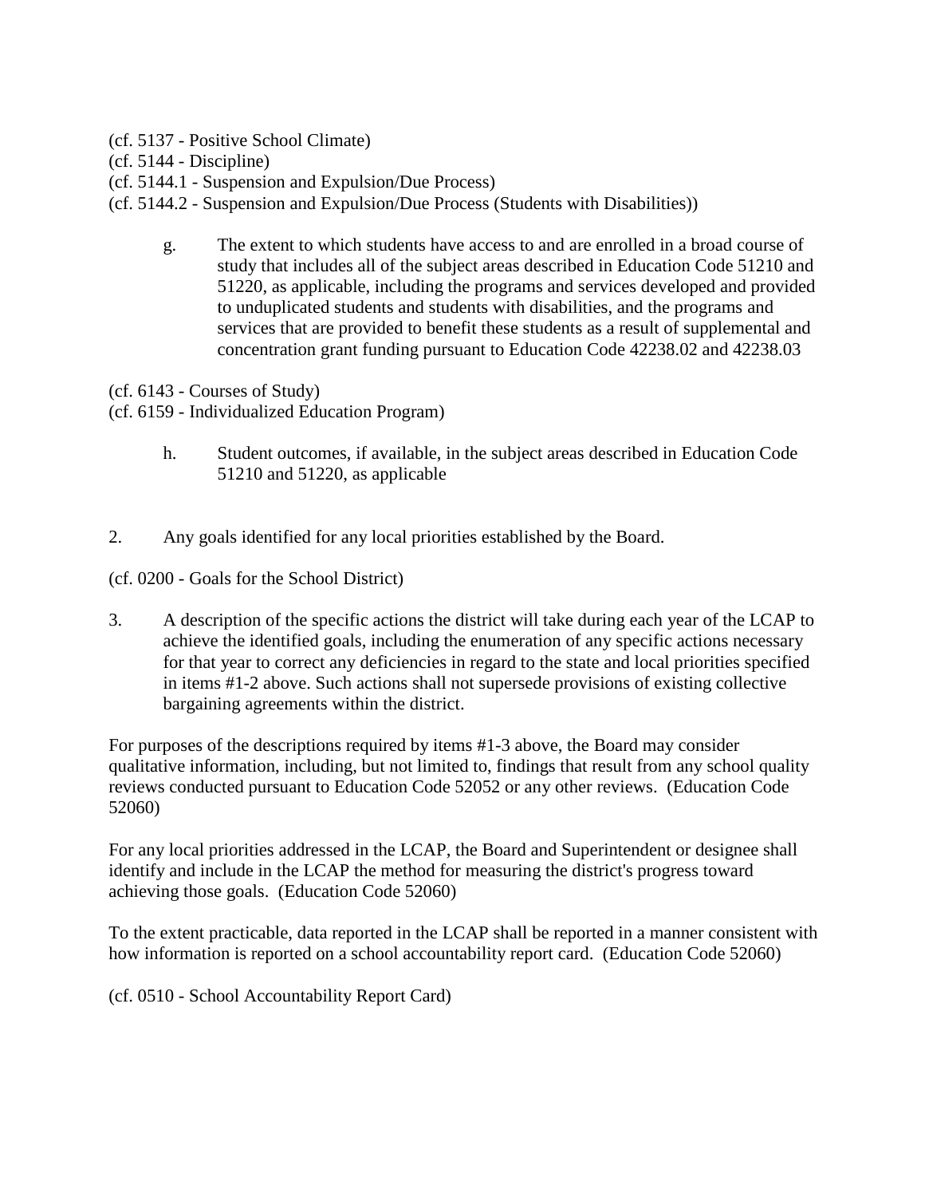(cf. 5137 - Positive School Climate)
(cf. 5144 - Discipline)
(cf. 5144.1 - Suspension and Expulsion/Due Process)
(cf. 5144.2 - Suspension and Expulsion/Due Process (Students with Disabilities))

g. The extent to which students have access to and are enrolled in a broad course of study that includes all of the subject areas described in Education Code 51210 and 51220, as applicable, including the programs and services developed and provided to unduplicated students and students with disabilities, and the programs and services that are provided to benefit these students as a result of supplemental and concentration grant funding pursuant to Education Code 42238.02 and 42238.03

(cf. 6143 - Courses of Study)
(cf. 6159 - Individualized Education Program)

h. Student outcomes, if available, in the subject areas described in Education Code 51210 and 51220, as applicable

2. Any goals identified for any local priorities established by the Board.

(cf. 0200 - Goals for the School District)

3. A description of the specific actions the district will take during each year of the LCAP to achieve the identified goals, including the enumeration of any specific actions necessary for that year to correct any deficiencies in regard to the state and local priorities specified in items #1-2 above. Such actions shall not supersede provisions of existing collective bargaining agreements within the district.

For purposes of the descriptions required by items #1-3 above, the Board may consider qualitative information, including, but not limited to, findings that result from any school quality reviews conducted pursuant to Education Code 52052 or any other reviews. (Education Code 52060)

For any local priorities addressed in the LCAP, the Board and Superintendent or designee shall identify and include in the LCAP the method for measuring the district's progress toward achieving those goals. (Education Code 52060)

To the extent practicable, data reported in the LCAP shall be reported in a manner consistent with how information is reported on a school accountability report card. (Education Code 52060)

(cf. 0510 - School Accountability Report Card)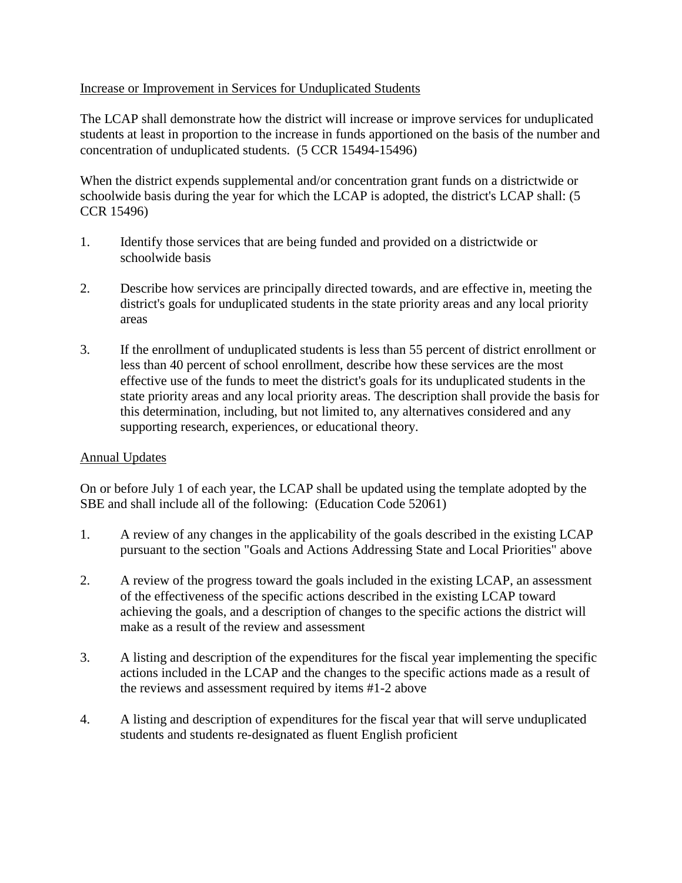Increase or Improvement in Services for Unduplicated Students

The LCAP shall demonstrate how the district will increase or improve services for unduplicated students at least in proportion to the increase in funds apportioned on the basis of the number and concentration of unduplicated students. (5 CCR 15494-15496)

When the district expends supplemental and/or concentration grant funds on a districtwide or schoolwide basis during the year for which the LCAP is adopted, the district's LCAP shall: (5 CCR 15496)

1. Identify those services that are being funded and provided on a districtwide or schoolwide basis

2. Describe how services are principally directed towards, and are effective in, meeting the district's goals for unduplicated students in the state priority areas and any local priority areas

3. If the enrollment of unduplicated students is less than 55 percent of district enrollment or less than 40 percent of school enrollment, describe how these services are the most effective use of the funds to meet the district's goals for its unduplicated students in the state priority areas and any local priority areas. The description shall provide the basis for this determination, including, but not limited to, any alternatives considered and any supporting research, experiences, or educational theory.

Annual Updates

On or before July 1 of each year, the LCAP shall be updated using the template adopted by the SBE and shall include all of the following: (Education Code 52061)

1. A review of any changes in the applicability of the goals described in the existing LCAP pursuant to the section "Goals and Actions Addressing State and Local Priorities" above

2. A review of the progress toward the goals included in the existing LCAP, an assessment of the effectiveness of the specific actions described in the existing LCAP toward achieving the goals, and a description of changes to the specific actions the district will make as a result of the review and assessment

3. A listing and description of the expenditures for the fiscal year implementing the specific actions included in the LCAP and the changes to the specific actions made as a result of the reviews and assessment required by items #1-2 above

4. A listing and description of expenditures for the fiscal year that will serve unduplicated students and students re-designated as fluent English proficient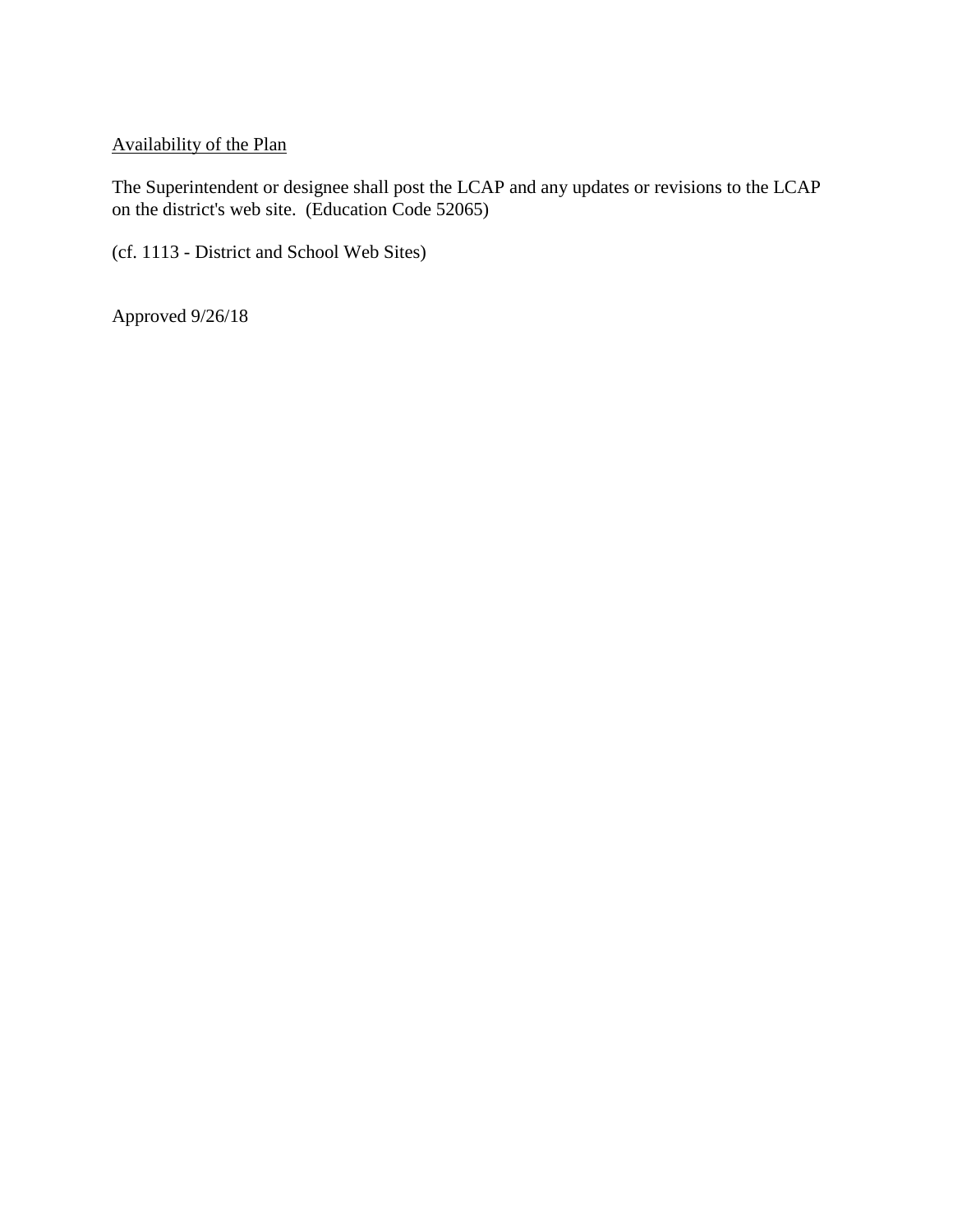<u>Availability of the Plan</u>

The Superintendent or designee shall post the LCAP and any updates or revisions to the LCAP on the district's web site. (Education Code 52065)

(cf. 1113 - District and School Web Sites)

Approved 9/26/18